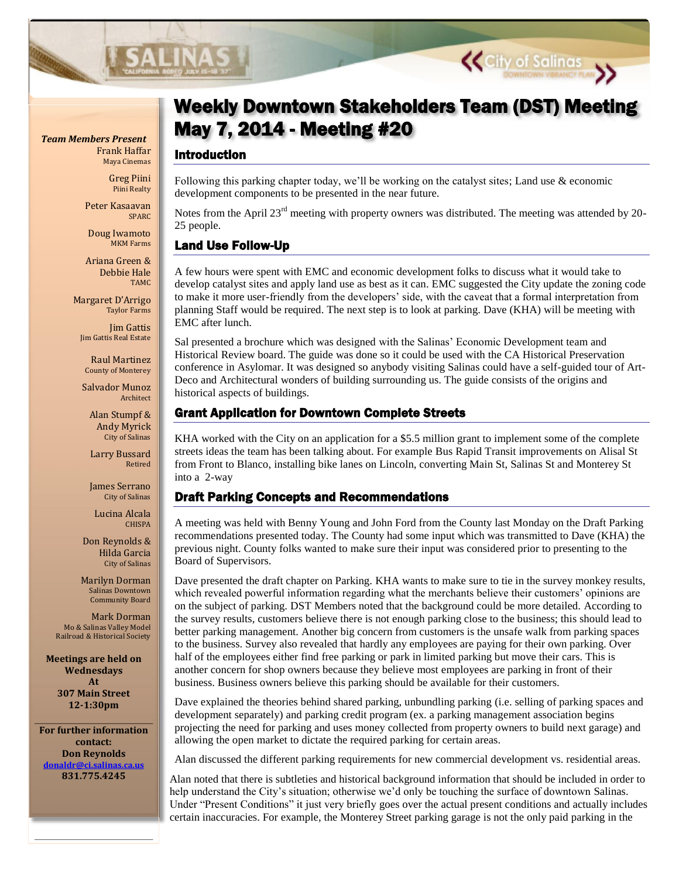# Weekly Downtown Stakeholders Team (DST) Meeting May 7, 2014 - Meeting #20

*Team Members Present*

Frank Haffar
Maya Cinemas

Greg Piini
Piini Realty

Peter Kasaavan
SPARC

Doug Iwamoto
MKM Farms

Ariana Green & Debbie Hale
TAMC

Margaret D'Arrigo
Taylor Farms

Jim Gattis
Jim Gattis Real Estate

Raul Martinez
County of Monterey

Salvador Munoz
Architect

Alan Stumpf & Andy Myrick
City of Salinas

Larry Bussard
Retired

James Serrano
City of Salinas

Lucina Alcala
CHISPA

Don Reynolds & Hilda Garcia
City of Salinas

Marilyn Dorman
Salinas Downtown Community Board

Mark Dorman
Mo & Salinas Valley Model Railroad & Historical Society

**Meetings are held on Wednesdays At 307 Main Street 12-1:30pm**

**For further information contact: Don Reynolds**
**donaldr@ci.salinas.ca.us**
**831.775.4245**

## Introduction

Following this parking chapter today, we'll be working on the catalyst sites; Land use & economic development components to be presented in the near future.

Notes from the April 23rd meeting with property owners was distributed. The meeting was attended by 20-25 people.

## Land Use Follow-Up

A few hours were spent with EMC and economic development folks to discuss what it would take to develop catalyst sites and apply land use as best as it can. EMC suggested the City update the zoning code to make it more user-friendly from the developers' side, with the caveat that a formal interpretation from planning Staff would be required. The next step is to look at parking. Dave (KHA) will be meeting with EMC after lunch.

Sal presented a brochure which was designed with the Salinas' Economic Development team and Historical Review board. The guide was done so it could be used with the CA Historical Preservation conference in Asylomar. It was designed so anybody visiting Salinas could have a self-guided tour of Art-Deco and Architectural wonders of building surrounding us. The guide consists of the origins and historical aspects of buildings.

## Grant Application for Downtown Complete Streets

KHA worked with the City on an application for a $5.5 million grant to implement some of the complete streets ideas the team has been talking about. For example Bus Rapid Transit improvements on Alisal St from Front to Blanco, installing bike lanes on Lincoln, converting Main St, Salinas St and Monterey St into a 2-way

## Draft Parking Concepts and Recommendations

A meeting was held with Benny Young and John Ford from the County last Monday on the Draft Parking recommendations presented today. The County had some input which was transmitted to Dave (KHA) the previous night. County folks wanted to make sure their input was considered prior to presenting to the Board of Supervisors.

Dave presented the draft chapter on Parking. KHA wants to make sure to tie in the survey monkey results, which revealed powerful information regarding what the merchants believe their customers' opinions are on the subject of parking. DST Members noted that the background could be more detailed. According to the survey results, customers believe there is not enough parking close to the business; this should lead to better parking management. Another big concern from customers is the unsafe walk from parking spaces to the business. Survey also revealed that hardly any employees are paying for their own parking. Over half of the employees either find free parking or park in limited parking but move their cars. This is another concern for shop owners because they believe most employees are parking in front of their business. Business owners believe this parking should be available for their customers.

Dave explained the theories behind shared parking, unbundling parking (i.e. selling of parking spaces and development separately) and parking credit program (ex. a parking management association begins projecting the need for parking and uses money collected from property owners to build next garage) and allowing the open market to dictate the required parking for certain areas.

Alan discussed the different parking requirements for new commercial development vs. residential areas.

Alan noted that there is subtleties and historical background information that should be included in order to help understand the City's situation; otherwise we'd only be touching the surface of downtown Salinas. Under "Present Conditions" it just very briefly goes over the actual present conditions and actually includes certain inaccuracies. For example, the Monterey Street parking garage is not the only paid parking in the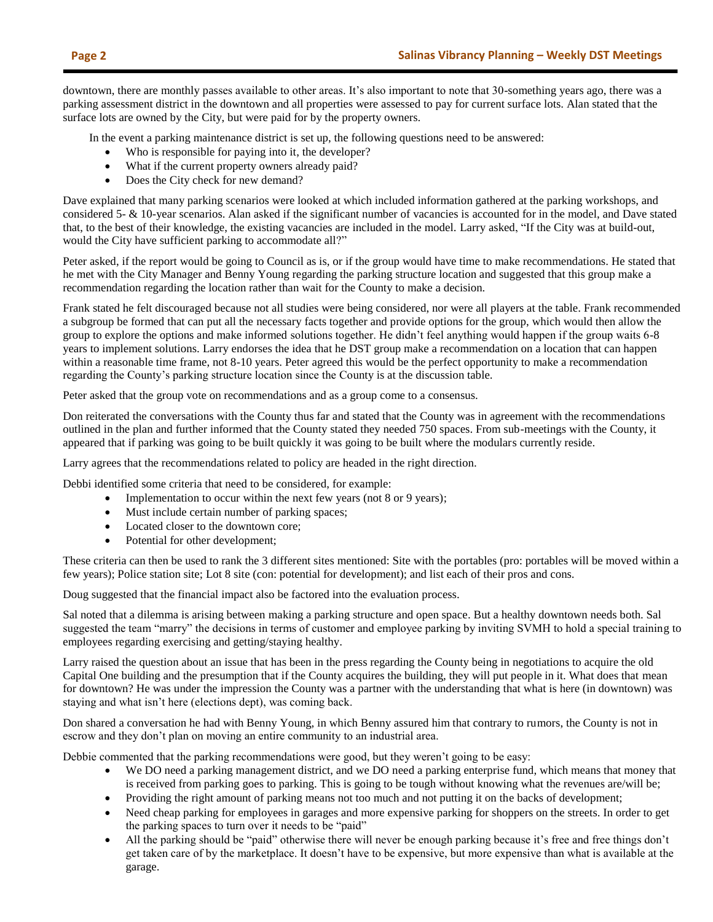downtown, there are monthly passes available to other areas. It's also important to note that 30-something years ago, there was a parking assessment district in the downtown and all properties were assessed to pay for current surface lots. Alan stated that the surface lots are owned by the City, but were paid for by the property owners.

In the event a parking maintenance district is set up, the following questions need to be answered:

- Who is responsible for paying into it, the developer?
- What if the current property owners already paid?
- Does the City check for new demand?

Dave explained that many parking scenarios were looked at which included information gathered at the parking workshops, and considered 5- & 10-year scenarios. Alan asked if the significant number of vacancies is accounted for in the model, and Dave stated that, to the best of their knowledge, the existing vacancies are included in the model. Larry asked, "If the City was at build-out, would the City have sufficient parking to accommodate all?"

Peter asked, if the report would be going to Council as is, or if the group would have time to make recommendations. He stated that he met with the City Manager and Benny Young regarding the parking structure location and suggested that this group make a recommendation regarding the location rather than wait for the County to make a decision.

Frank stated he felt discouraged because not all studies were being considered, nor were all players at the table. Frank recommended a subgroup be formed that can put all the necessary facts together and provide options for the group, which would then allow the group to explore the options and make informed solutions together. He didn't feel anything would happen if the group waits 6-8 years to implement solutions. Larry endorses the idea that he DST group make a recommendation on a location that can happen within a reasonable time frame, not 8-10 years. Peter agreed this would be the perfect opportunity to make a recommendation regarding the County's parking structure location since the County is at the discussion table.

Peter asked that the group vote on recommendations and as a group come to a consensus.

Don reiterated the conversations with the County thus far and stated that the County was in agreement with the recommendations outlined in the plan and further informed that the County stated they needed 750 spaces. From sub-meetings with the County, it appeared that if parking was going to be built quickly it was going to be built where the modulars currently reside.

Larry agrees that the recommendations related to policy are headed in the right direction.

Debbi identified some criteria that need to be considered, for example:

- Implementation to occur within the next few years (not 8 or 9 years);
- Must include certain number of parking spaces;
- Located closer to the downtown core;
- Potential for other development;

These criteria can then be used to rank the 3 different sites mentioned: Site with the portables (pro: portables will be moved within a few years); Police station site; Lot 8 site (con: potential for development); and list each of their pros and cons.

Doug suggested that the financial impact also be factored into the evaluation process.

Sal noted that a dilemma is arising between making a parking structure and open space. But a healthy downtown needs both. Sal suggested the team "marry" the decisions in terms of customer and employee parking by inviting SVMH to hold a special training to employees regarding exercising and getting/staying healthy.

Larry raised the question about an issue that has been in the press regarding the County being in negotiations to acquire the old Capital One building and the presumption that if the County acquires the building, they will put people in it. What does that mean for downtown? He was under the impression the County was a partner with the understanding that what is here (in downtown) was staying and what isn't here (elections dept), was coming back.

Don shared a conversation he had with Benny Young, in which Benny assured him that contrary to rumors, the County is not in escrow and they don't plan on moving an entire community to an industrial area.

Debbie commented that the parking recommendations were good, but they weren't going to be easy:

- We DO need a parking management district, and we DO need a parking enterprise fund, which means that money that is received from parking goes to parking. This is going to be tough without knowing what the revenues are/will be;
- Providing the right amount of parking means not too much and not putting it on the backs of development;
- Need cheap parking for employees in garages and more expensive parking for shoppers on the streets. In order to get the parking spaces to turn over it needs to be "paid"
- All the parking should be "paid" otherwise there will never be enough parking because it's free and free things don't get taken care of by the marketplace. It doesn't have to be expensive, but more expensive than what is available at the garage.